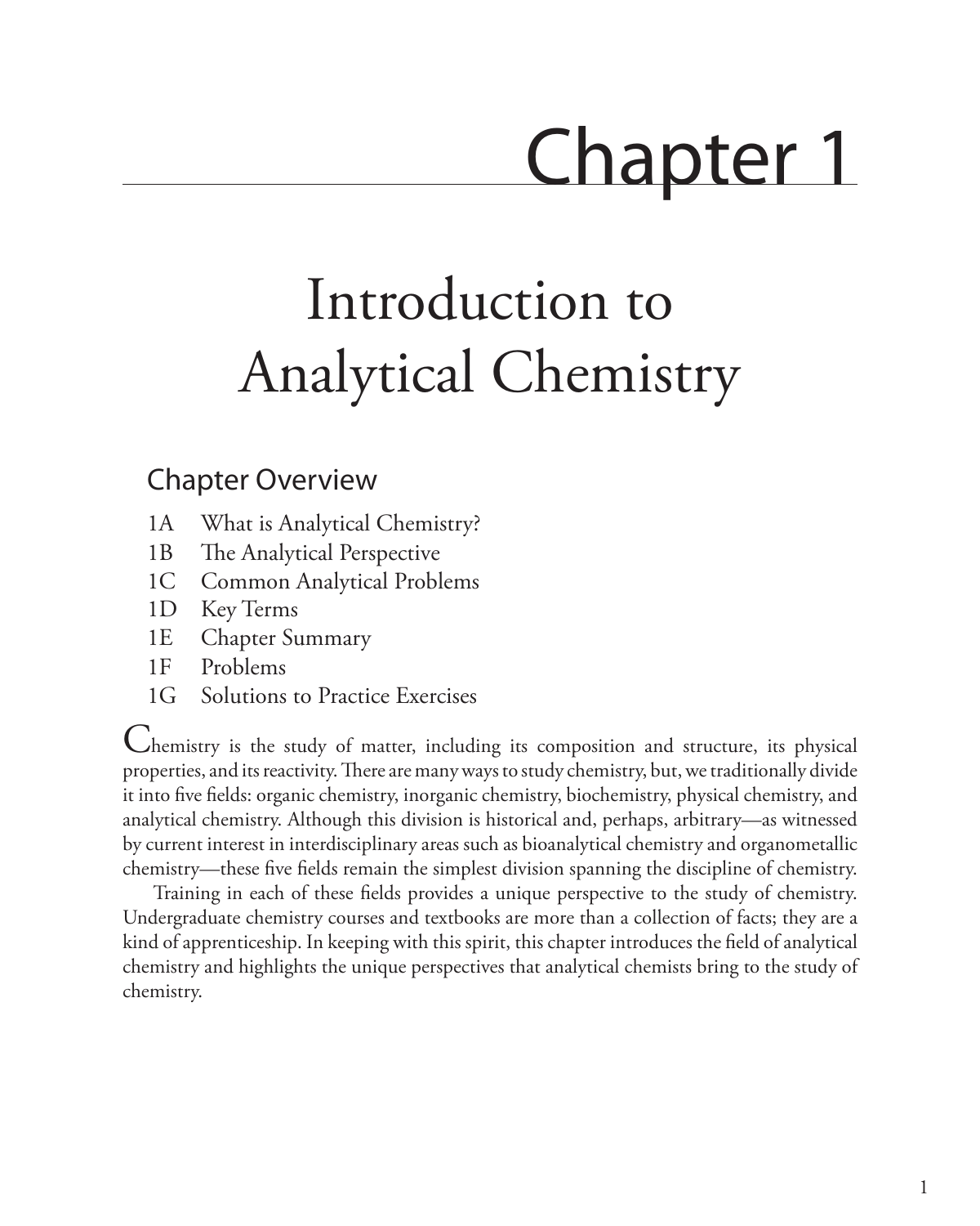# Chapter 1

# Introduction to Analytical Chemistry

## Chapter Overview

- 1A What is Analytical Chemistry?
- 1B The Analytical Perspective
- 1C Common Analytical Problems
- 1D Key Terms
- 1E Chapter Summary
- 1F Problems
- 1G Solutions to Practice Exercises

Chemistry is the study of matter, including its composition and structure, its physical properties, and its reactivity. There are many ways to study chemistry, but, we traditionally divide it into five fields: organic chemistry, inorganic chemistry, biochemistry, physical chemistry, and analytical chemistry. Although this division is historical and, perhaps, arbitrary—as witnessed by current interest in interdisciplinary areas such as bioanalytical chemistry and organometallic chemistry—these five fields remain the simplest division spanning the discipline of chemistry.

Training in each of these fields provides a unique perspective to the study of chemistry. Undergraduate chemistry courses and textbooks are more than a collection of facts; they are a kind of apprenticeship. In keeping with this spirit, this chapter introduces the field of analytical chemistry and highlights the unique perspectives that analytical chemists bring to the study of chemistry.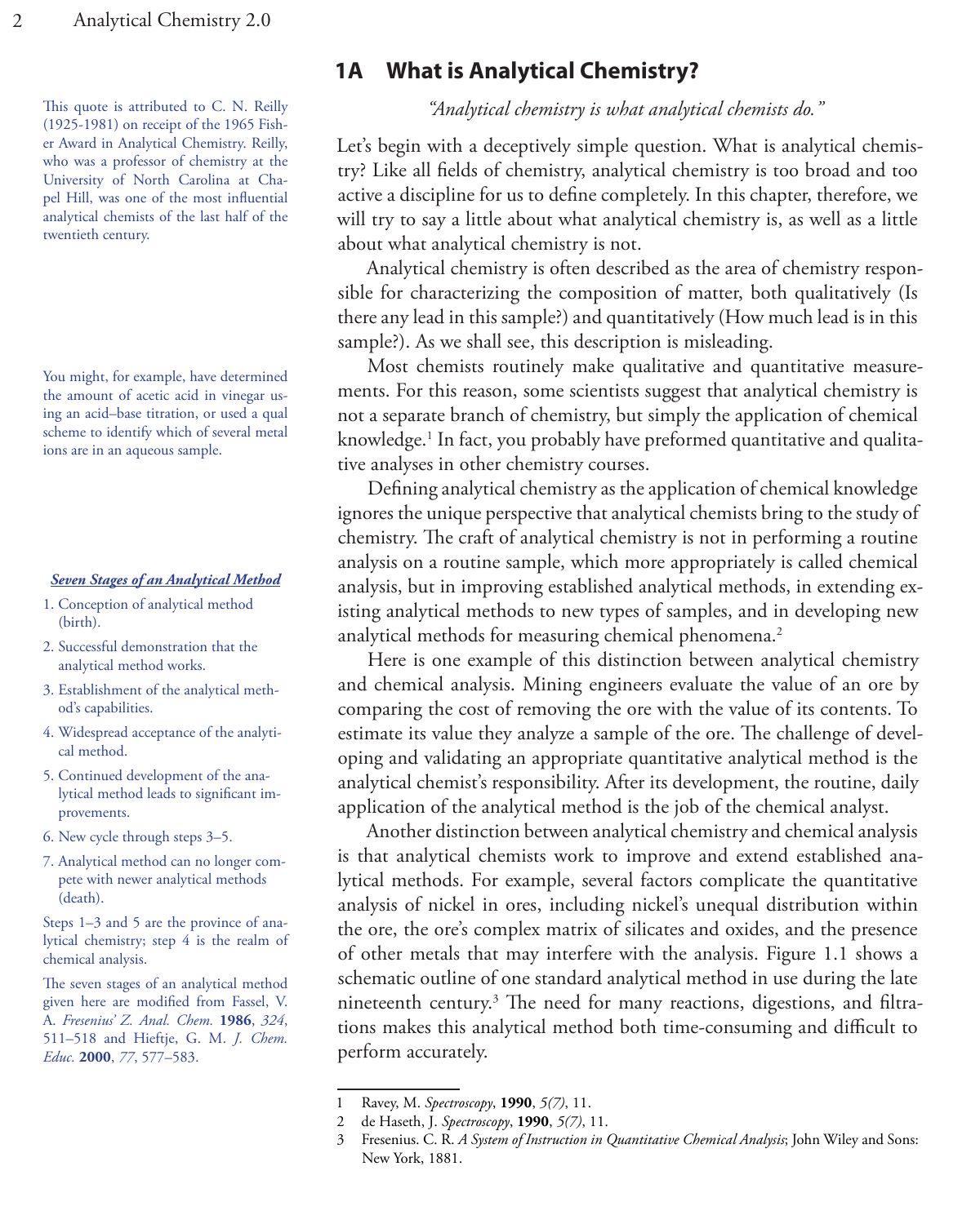## 1A What is Analytical Chemistry?

*"Analytical chemistry is what analytical chemists do."*

This quote is attributed to C. N. Reilly (1925-1981) on receipt of the 1965 Fisher Award in Analytical Chemistry. Reilly, who was a professor of chemistry at the University of North Carolina at Chapel Hill, was one of the most influential analytical chemists of the last half of the twentieth century.

Let's begin with a deceptively simple question. What is analytical chemistry? Like all fields of chemistry, analytical chemistry is too broad and too active a discipline for us to define completely. In this chapter, therefore, we will try to say a little about what analytical chemistry is, as well as a little about what analytical chemistry is not.

Analytical chemistry is often described as the area of chemistry responsible for characterizing the composition of matter, both qualitatively (Is there any lead in this sample?) and quantitatively (How much lead is in this sample?). As we shall see, this description is misleading.

Most chemists routinely make qualitative and quantitative measurements. For this reason, some scientists suggest that analytical chemistry is not a separate branch of chemistry, but simply the application of chemical knowledge.[1] In fact, you probably have preformed quantitative and qualitative analyses in other chemistry courses.

You might, for example, have determined the amount of acetic acid in vinegar using an acid–base titration, or used a qual scheme to identify which of several metal ions are in an aqueous sample.

Defining analytical chemistry as the application of chemical knowledge ignores the unique perspective that analytical chemists bring to the study of chemistry. The craft of analytical chemistry is not in performing a routine analysis on a routine sample, which more appropriately is called chemical analysis, but in improving established analytical methods, in extending existing analytical methods to new types of samples, and in developing new analytical methods for measuring chemical phenomena.[2]

**_Seven Stages of an Analytical Method_**

1. Conception of analytical method (birth).
2. Successful demonstration that the analytical method works.
3. Establishment of the analytical method's capabilities.
4. Widespread acceptance of the analytical method.
5. Continued development of the analytical method leads to significant improvements.
6. New cycle through steps 3–5.
7. Analytical method can no longer compete with newer analytical methods (death).

Steps 1–3 and 5 are the province of analytical chemistry; step 4 is the realm of chemical analysis.

The seven stages of an analytical method given here are modified from Fassel, V. A. *Fresenius' Z. Anal. Chem.* **1986**, *324*, 511–518 and Hieftje, G. M. *J. Chem. Educ.* **2000**, *77*, 577–583.

Here is one example of this distinction between analytical chemistry and chemical analysis. Mining engineers evaluate the value of an ore by comparing the cost of removing the ore with the value of its contents. To estimate its value they analyze a sample of the ore. The challenge of developing and validating an appropriate quantitative analytical method is the analytical chemist's responsibility. After its development, the routine, daily application of the analytical method is the job of the chemical analyst.

Another distinction between analytical chemistry and chemical analysis is that analytical chemists work to improve and extend established analytical methods. For example, several factors complicate the quantitative analysis of nickel in ores, including nickel's unequal distribution within the ore, the ore's complex matrix of silicates and oxides, and the presence of other metals that may interfere with the analysis. Figure 1.1 shows a schematic outline of one standard analytical method in use during the late nineteenth century.[3] The need for many reactions, digestions, and filtrations makes this analytical method both time-consuming and difficult to perform accurately.

---

1 Ravey, M. *Spectroscopy*, **1990**, *5(7)*, 11.

2 de Haseth, J. *Spectroscopy*, **1990**, *5(7)*, 11.

3 Fresenius. C. R. *A System of Instruction in Quantitative Chemical Analysis*; John Wiley and Sons: New York, 1881.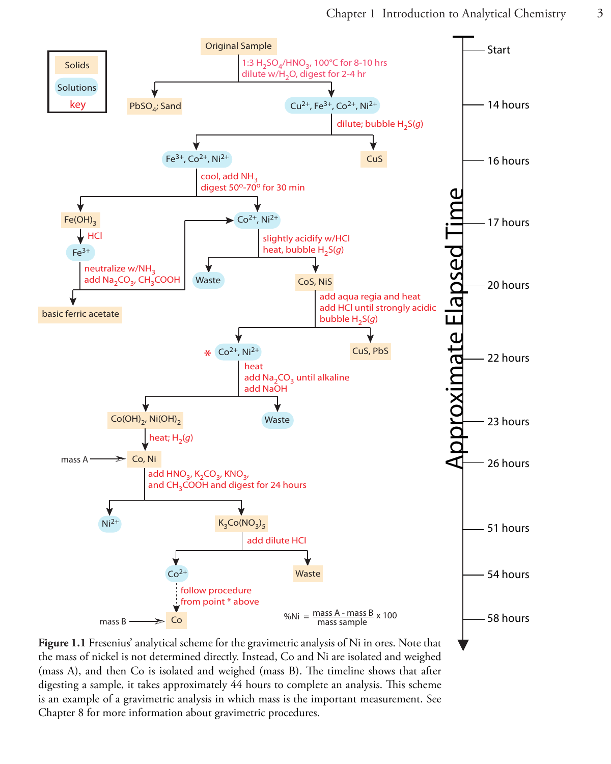Figure 1.1 Fresenius' analytical scheme for the gravimetric analysis of Ni in ores. Note that the mass of nickel is not determined directly. Instead, Co and Ni are isolated and weighed (mass A), and then Co is isolated and weighed (mass B). The timeline shows that after digesting a sample, it takes approximately 44 hours to complete an analysis. This scheme is an example of a gravimetric analysis in which mass is the important measurement. See Chapter 8 for more information about gravimetric procedures.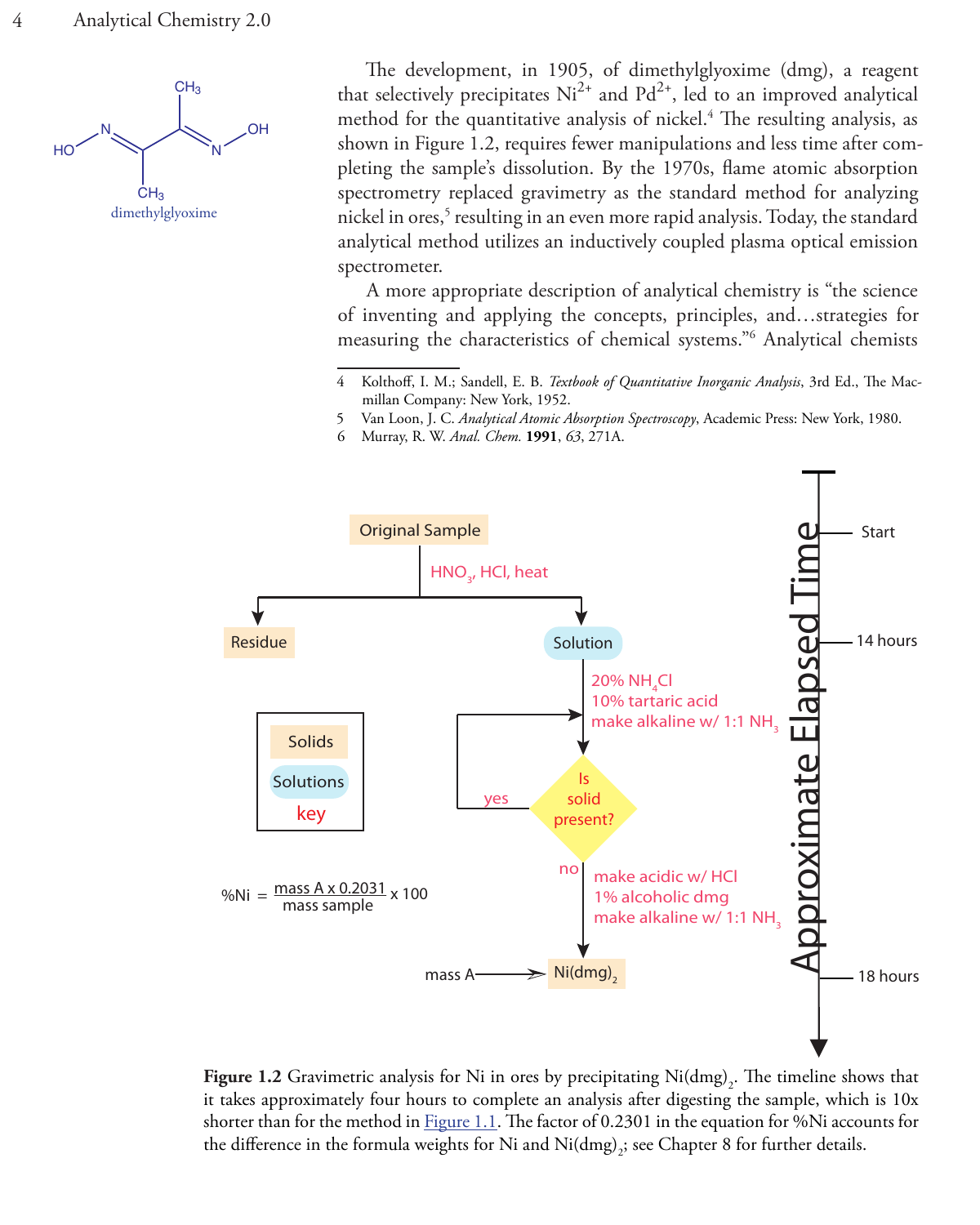dimethylglyoxime

The development, in 1905, of dimethylglyoxime (dmg), a reagent that selectively precipitates $Ni^{2+}$ and $Pd^{2+}$, led to an improved analytical method for the quantitative analysis of nickel.[4] The resulting analysis, as shown in Figure 1.2, requires fewer manipulations and less time after completing the sample's dissolution. By the 1970s, flame atomic absorption spectrometry replaced gravimetry as the standard method for analyzing nickel in ores,[5] resulting in an even more rapid analysis. Today, the standard analytical method utilizes an inductively coupled plasma optical emission spectrometer.

A more appropriate description of analytical chemistry is "the science of inventing and applying the concepts, principles, and…strategies for measuring the characteristics of chemical systems."[6] Analytical chemists

4 Kolthoff, I. M.; Sandell, E. B. *Textbook of Quantitative Inorganic Analysis*, 3rd Ed., The Macmillan Company: New York, 1952.

5 Van Loon, J. C. *Analytical Atomic Absorption Spectroscopy*, Academic Press: New York, 1980.

6 Murray, R. W. *Anal. Chem.* **1991**, *63*, 271A.

Original Sample → $HNO_3$, HCl, heat → Residue; Solution

Solution → 20% $NH_4Cl$, 10% tartaric acid, make alkaline w/ 1:1 $NH_3$ → Is solid present? (yes → repeat; no → make acidic w/ HCl, 1% alcoholic dmg, make alkaline w/ 1:1 $NH_3$) → $Ni(dmg)_2$ → mass A

Key: Solids; Solutions

$$\%Ni = \frac{\text{mass A} \times 0.2031}{\text{mass sample}} \times 100$$

Approximate Elapsed Time: Start; 14 hours; 18 hours

**Figure 1.2** Gravimetric analysis for Ni in ores by precipitating $Ni(dmg)_2$. The timeline shows that it takes approximately four hours to complete an analysis after digesting the sample, which is 10x shorter than for the method in Figure 1.1. The factor of 0.2301 in the equation for %Ni accounts for the difference in the formula weights for Ni and $Ni(dmg)_2$; see Chapter 8 for further details.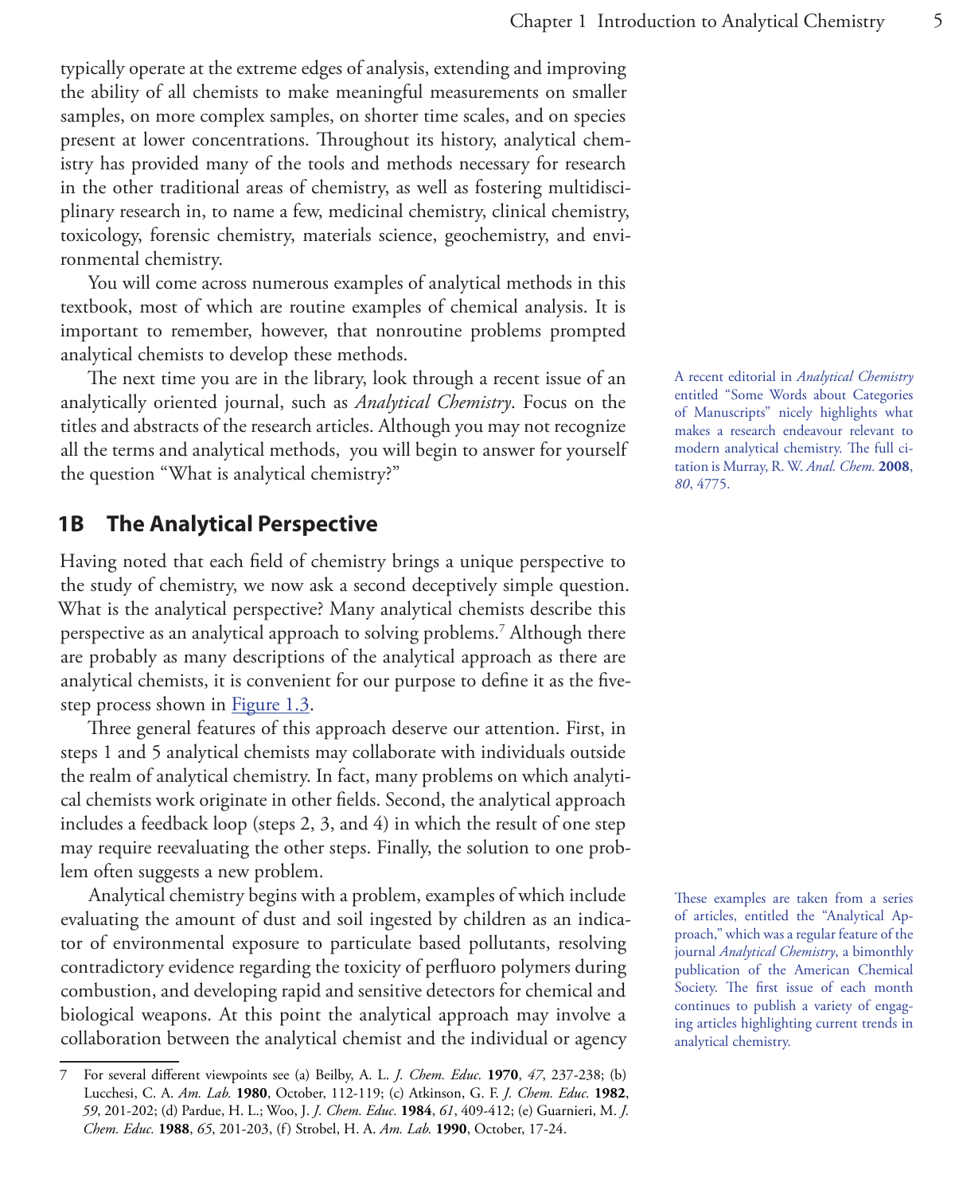typically operate at the extreme edges of analysis, extending and improving the ability of all chemists to make meaningful measurements on smaller samples, on more complex samples, on shorter time scales, and on species present at lower concentrations. Throughout its history, analytical chemistry has provided many of the tools and methods necessary for research in the other traditional areas of chemistry, as well as fostering multidisciplinary research in, to name a few, medicinal chemistry, clinical chemistry, toxicology, forensic chemistry, materials science, geochemistry, and environmental chemistry.

You will come across numerous examples of analytical methods in this textbook, most of which are routine examples of chemical analysis. It is important to remember, however, that nonroutine problems prompted analytical chemists to develop these methods.

The next time you are in the library, look through a recent issue of an analytically oriented journal, such as *Analytical Chemistry*. Focus on the titles and abstracts of the research articles. Although you may not recognize all the terms and analytical methods, you will begin to answer for yourself the question "What is analytical chemistry?"

A recent editorial in *Analytical Chemistry* entitled "Some Words about Categories of Manuscripts" nicely highlights what makes a research endeavour relevant to modern analytical chemistry. The full citation is Murray, R. W. *Anal. Chem.* **2008**, *80*, 4775.

## 1B The Analytical Perspective

Having noted that each field of chemistry brings a unique perspective to the study of chemistry, we now ask a second deceptively simple question. What is the analytical perspective? Many analytical chemists describe this perspective as an analytical approach to solving problems.[7] Although there are probably as many descriptions of the analytical approach as there are analytical chemists, it is convenient for our purpose to define it as the five-step process shown in Figure 1.3.

Three general features of this approach deserve our attention. First, in steps 1 and 5 analytical chemists may collaborate with individuals outside the realm of analytical chemistry. In fact, many problems on which analytical chemists work originate in other fields. Second, the analytical approach includes a feedback loop (steps 2, 3, and 4) in which the result of one step may require reevaluating the other steps. Finally, the solution to one problem often suggests a new problem.

Analytical chemistry begins with a problem, examples of which include evaluating the amount of dust and soil ingested by children as an indicator of environmental exposure to particulate based pollutants, resolving contradictory evidence regarding the toxicity of perfluoro polymers during combustion, and developing rapid and sensitive detectors for chemical and biological weapons. At this point the analytical approach may involve a collaboration between the analytical chemist and the individual or agency

These examples are taken from a series of articles, entitled the "Analytical Approach," which was a regular feature of the journal *Analytical Chemistry*, a bimonthly publication of the American Chemical Society. The first issue of each month continues to publish a variety of engaging articles highlighting current trends in analytical chemistry.

---

7 For several different viewpoints see (a) Beilby, A. L. *J. Chem. Educ.* **1970**, *47*, 237-238; (b) Lucchesi, C. A. *Am. Lab.* **1980**, October, 112-119; (c) Atkinson, G. F. *J. Chem. Educ.* **1982**, *59*, 201-202; (d) Pardue, H. L.; Woo, J. *J. Chem. Educ.* **1984**, *61*, 409-412; (e) Guarnieri, M. *J. Chem. Educ.* **1988**, *65*, 201-203, (f) Strobel, H. A. *Am. Lab.* **1990**, October, 17-24.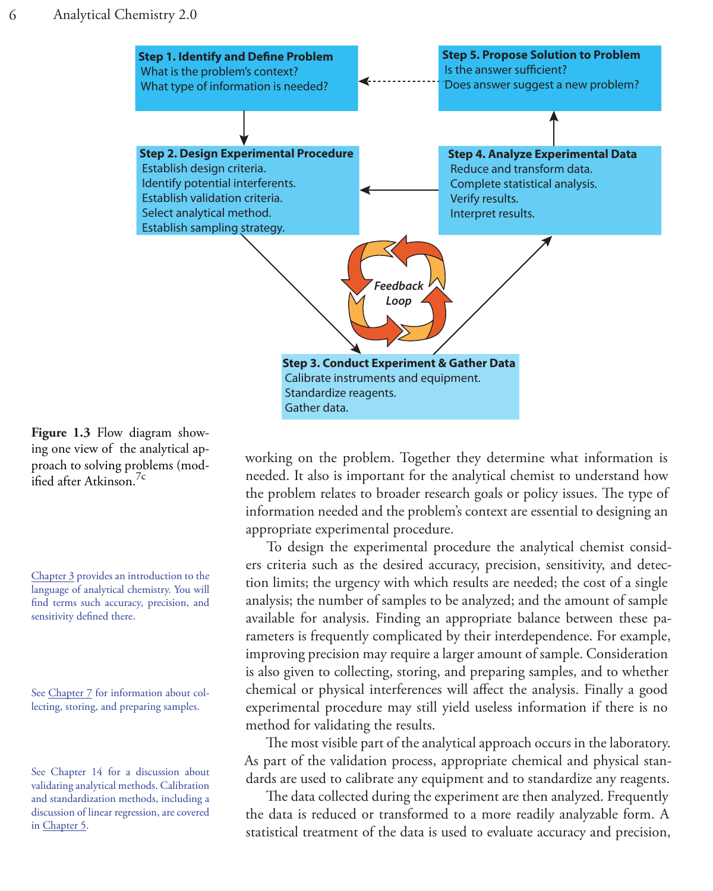Step 1. Identify and Define Problem
What is the problem's context?
What type of information is needed?

Step 2. Design Experimental Procedure
Establish design criteria.
Identify potential interferents.
Establish validation criteria.
Select analytical method.
Establish sampling strategy.

Step 3. Conduct Experiment & Gather Data
Calibrate instruments and equipment.
Standardize reagents.
Gather data.

Step 4. Analyze Experimental Data
Reduce and transform data.
Complete statistical analysis.
Verify results.
Interpret results.

Step 5. Propose Solution to Problem
Is the answer sufficient?
Does answer suggest a new problem?

Feedback Loop

**Figure 1.3** Flow diagram showing one view of the analytical approach to solving problems (modified after Atkinson.[7c]

working on the problem. Together they determine what information is needed. It also is important for the analytical chemist to understand how the problem relates to broader research goals or policy issues. The type of information needed and the problem's context are essential to designing an appropriate experimental procedure.

To design the experimental procedure the analytical chemist considers criteria such as the desired accuracy, precision, sensitivity, and detection limits; the urgency with which results are needed; the cost of a single analysis; the number of samples to be analyzed; and the amount of sample available for analysis. Finding an appropriate balance between these parameters is frequently complicated by their interdependence. For example, improving precision may require a larger amount of sample. Consideration is also given to collecting, storing, and preparing samples, and to whether chemical or physical interferences will affect the analysis. Finally a good experimental procedure may still yield useless information if there is no method for validating the results.

Chapter 3 provides an introduction to the language of analytical chemistry. You will find terms such accuracy, precision, and sensitivity defined there.

See Chapter 7 for information about collecting, storing, and preparing samples.

The most visible part of the analytical approach occurs in the laboratory. As part of the validation process, appropriate chemical and physical standards are used to calibrate any equipment and to standardize any reagents.

See Chapter 14 for a discussion about validating analytical methods. Calibration and standardization methods, including a discussion of linear regression, are covered in Chapter 5.

The data collected during the experiment are then analyzed. Frequently the data is reduced or transformed to a more readily analyzable form. A statistical treatment of the data is used to evaluate accuracy and precision,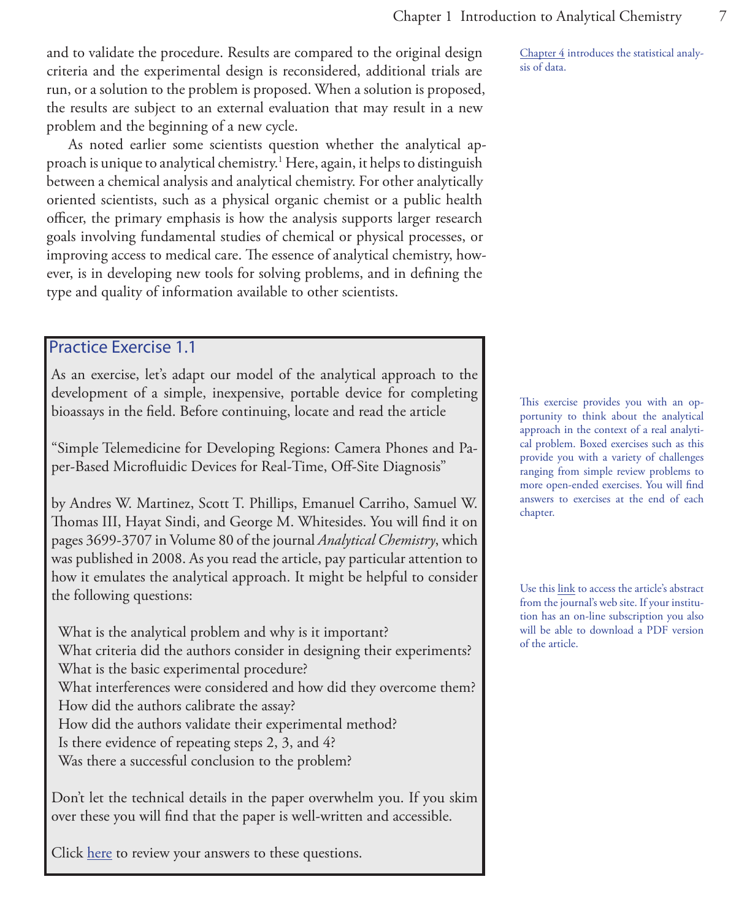and to validate the procedure. Results are compared to the original design criteria and the experimental design is reconsidered, additional trials are run, or a solution to the problem is proposed. When a solution is proposed, the results are subject to an external evaluation that may result in a new problem and the beginning of a new cycle.

Chapter 4 introduces the statistical analysis of data.

As noted earlier some scientists question whether the analytical approach is unique to analytical chemistry.[1] Here, again, it helps to distinguish between a chemical analysis and analytical chemistry. For other analytically oriented scientists, such as a physical organic chemist or a public health officer, the primary emphasis is how the analysis supports larger research goals involving fundamental studies of chemical or physical processes, or improving access to medical care. The essence of analytical chemistry, however, is in developing new tools for solving problems, and in defining the type and quality of information available to other scientists.

## Practice Exercise 1.1

As an exercise, let's adapt our model of the analytical approach to the development of a simple, inexpensive, portable device for completing bioassays in the field. Before continuing, locate and read the article

"Simple Telemedicine for Developing Regions: Camera Phones and Paper-Based Microfluidic Devices for Real-Time, Off-Site Diagnosis"

by Andres W. Martinez, Scott T. Phillips, Emanuel Carriho, Samuel W. Thomas III, Hayat Sindi, and George M. Whitesides. You will find it on pages 3699-3707 in Volume 80 of the journal *Analytical Chemistry*, which was published in 2008. As you read the article, pay particular attention to how it emulates the analytical approach. It might be helpful to consider the following questions:

What is the analytical problem and why is it important?
What criteria did the authors consider in designing their experiments?
What is the basic experimental procedure?
What interferences were considered and how did they overcome them?
How did the authors calibrate the assay?
How did the authors validate their experimental method?
Is there evidence of repeating steps 2, 3, and 4?
Was there a successful conclusion to the problem?

Don't let the technical details in the paper overwhelm you. If you skim over these you will find that the paper is well-written and accessible.

Click here to review your answers to these questions.

This exercise provides you with an opportunity to think about the analytical approach in the context of a real analytical problem. Boxed exercises such as this provide you with a variety of challenges ranging from simple review problems to more open-ended exercises. You will find answers to exercises at the end of each chapter.

Use this link to access the article's abstract from the journal's web site. If your institution has an on-line subscription you also will be able to download a PDF version of the article.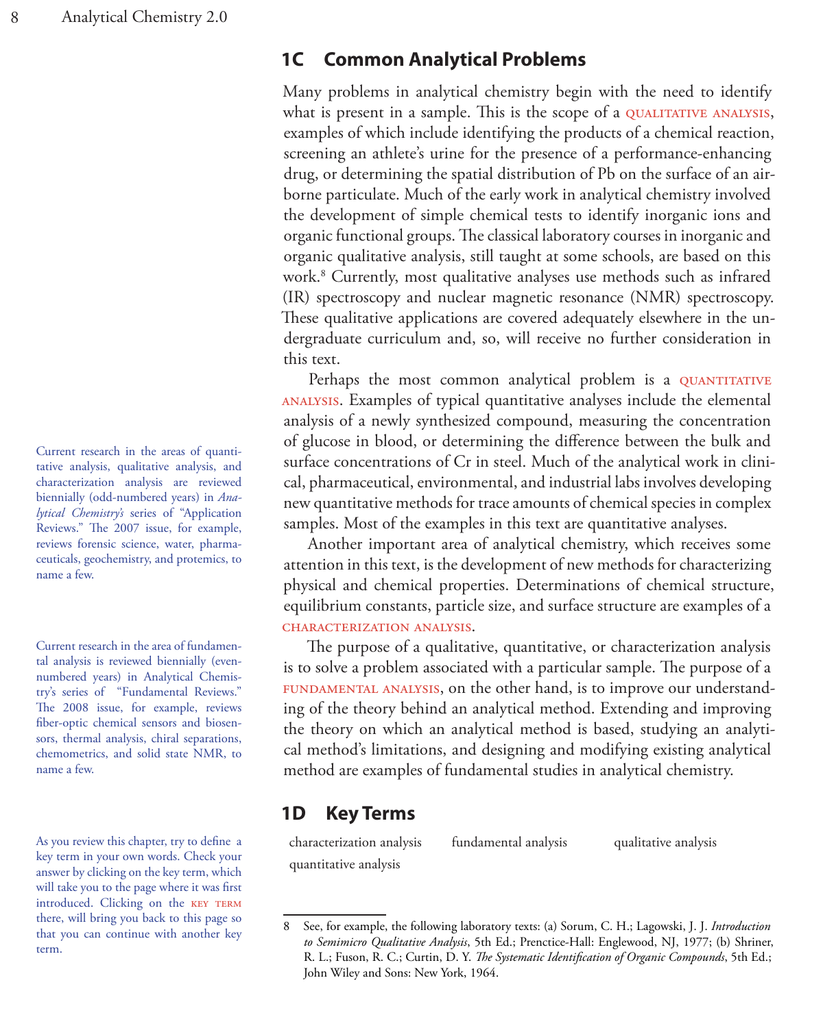## 1C Common Analytical Problems

Many problems in analytical chemistry begin with the need to identify what is present in a sample. This is the scope of a QUALITATIVE ANALYSIS, examples of which include identifying the products of a chemical reaction, screening an athlete's urine for the presence of a performance-enhancing drug, or determining the spatial distribution of Pb on the surface of an airborne particulate. Much of the early work in analytical chemistry involved the development of simple chemical tests to identify inorganic ions and organic functional groups. The classical laboratory courses in inorganic and organic qualitative analysis, still taught at some schools, are based on this work.[8] Currently, most qualitative analyses use methods such as infrared (IR) spectroscopy and nuclear magnetic resonance (NMR) spectroscopy. These qualitative applications are covered adequately elsewhere in the undergraduate curriculum and, so, will receive no further consideration in this text.

Perhaps the most common analytical problem is a QUANTITATIVE ANALYSIS. Examples of typical quantitative analyses include the elemental analysis of a newly synthesized compound, measuring the concentration of glucose in blood, or determining the difference between the bulk and surface concentrations of Cr in steel. Much of the analytical work in clinical, pharmaceutical, environmental, and industrial labs involves developing new quantitative methods for trace amounts of chemical species in complex samples. Most of the examples in this text are quantitative analyses.

Current research in the areas of quantitative analysis, qualitative analysis, and characterization analysis are reviewed biennially (odd-numbered years) in *Analytical Chemistry's* series of "Application Reviews." The 2007 issue, for example, reviews forensic science, water, pharmaceuticals, geochemistry, and protemics, to name a few.

Another important area of analytical chemistry, which receives some attention in this text, is the development of new methods for characterizing physical and chemical properties. Determinations of chemical structure, equilibrium constants, particle size, and surface structure are examples of a CHARACTERIZATION ANALYSIS.

The purpose of a qualitative, quantitative, or characterization analysis is to solve a problem associated with a particular sample. The purpose of a FUNDAMENTAL ANALYSIS, on the other hand, is to improve our understanding of the theory behind an analytical method. Extending and improving the theory on which an analytical method is based, studying an analytical method's limitations, and designing and modifying existing analytical method are examples of fundamental studies in analytical chemistry.

Current research in the area of fundamental analysis is reviewed biennially (even-numbered years) in Analytical Chemistry's series of "Fundamental Reviews." The 2008 issue, for example, reviews fiber-optic chemical sensors and biosensors, thermal analysis, chiral separations, chemometrics, and solid state NMR, to name a few.

## 1D Key Terms

characterization analysis | fundamental analysis | qualitative analysis | quantitative analysis

As you review this chapter, try to define a key term in your own words. Check your answer by clicking on the key term, which will take you to the page where it was first introduced. Clicking on the KEY TERM there, will bring you back to this page so that you can continue with another key term.

---

8 See, for example, the following laboratory texts: (a) Sorum, C. H.; Lagowski, J. J. *Introduction to Semimicro Qualitative Analysis*, 5th Ed.; Prenctice-Hall: Englewood, NJ, 1977; (b) Shriner, R. L.; Fuson, R. C.; Curtin, D. Y. *The Systematic Identification of Organic Compounds*, 5th Ed.; John Wiley and Sons: New York, 1964.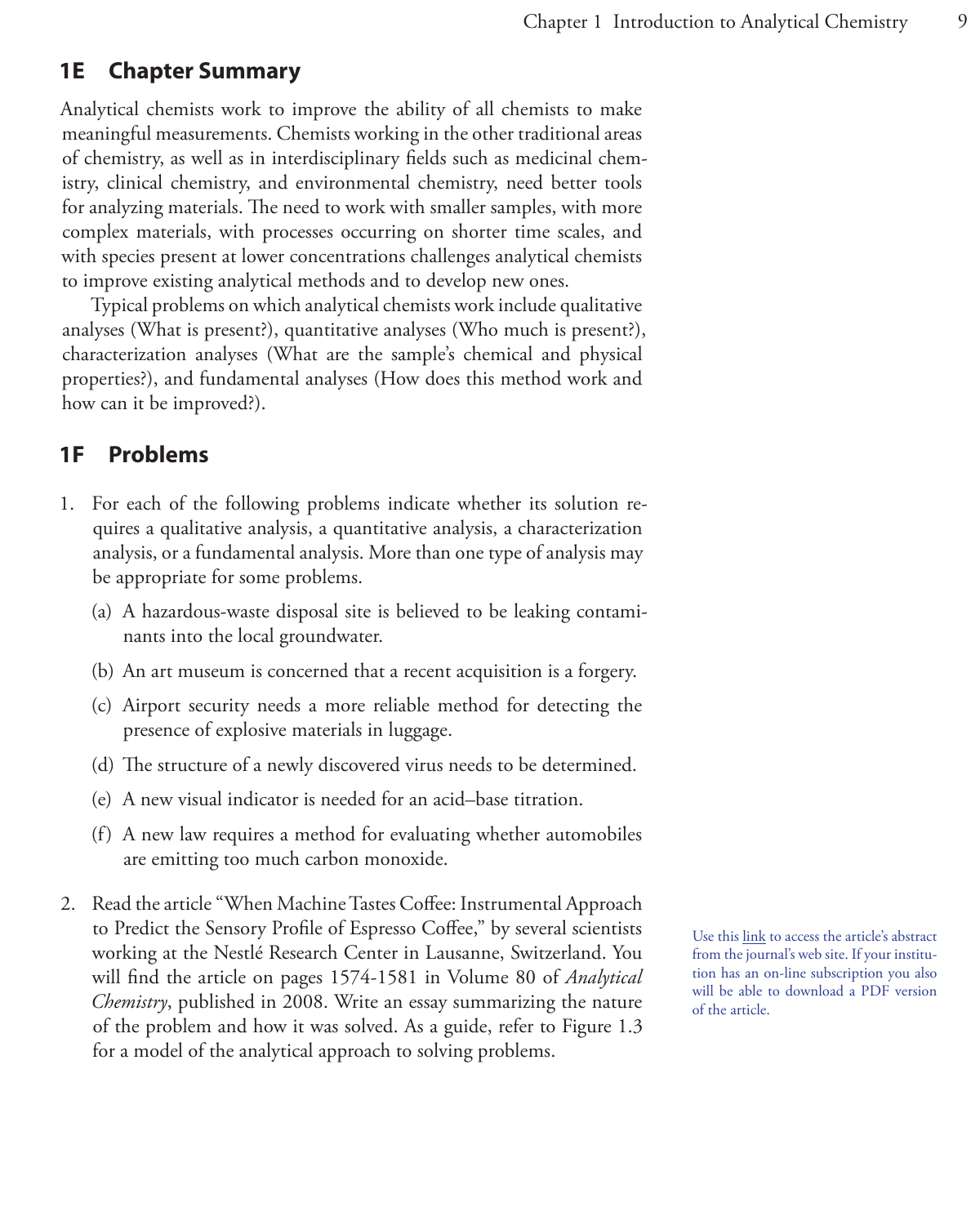## 1E Chapter Summary

Analytical chemists work to improve the ability of all chemists to make meaningful measurements. Chemists working in the other traditional areas of chemistry, as well as in interdisciplinary fields such as medicinal chemistry, clinical chemistry, and environmental chemistry, need better tools for analyzing materials. The need to work with smaller samples, with more complex materials, with processes occurring on shorter time scales, and with species present at lower concentrations challenges analytical chemists to improve existing analytical methods and to develop new ones.

Typical problems on which analytical chemists work include qualitative analyses (What is present?), quantitative analyses (Who much is present?), characterization analyses (What are the sample's chemical and physical properties?), and fundamental analyses (How does this method work and how can it be improved?).

## 1F Problems

1. For each of the following problems indicate whether its solution requires a qualitative analysis, a quantitative analysis, a characterization analysis, or a fundamental analysis. More than one type of analysis may be appropriate for some problems.

   (a) A hazardous-waste disposal site is believed to be leaking contaminants into the local groundwater.

   (b) An art museum is concerned that a recent acquisition is a forgery.

   (c) Airport security needs a more reliable method for detecting the presence of explosive materials in luggage.

   (d) The structure of a newly discovered virus needs to be determined.

   (e) A new visual indicator is needed for an acid–base titration.

   (f) A new law requires a method for evaluating whether automobiles are emitting too much carbon monoxide.

2. Read the article "When Machine Tastes Coffee: Instrumental Approach to Predict the Sensory Profile of Espresso Coffee," by several scientists working at the Nestlé Research Center in Lausanne, Switzerland. You will find the article on pages 1574-1581 in Volume 80 of *Analytical Chemistry*, published in 2008. Write an essay summarizing the nature of the problem and how it was solved. As a guide, refer to Figure 1.3 for a model of the analytical approach to solving problems.

Use this link to access the article's abstract from the journal's web site. If your institution has an on-line subscription you also will be able to download a PDF version of the article.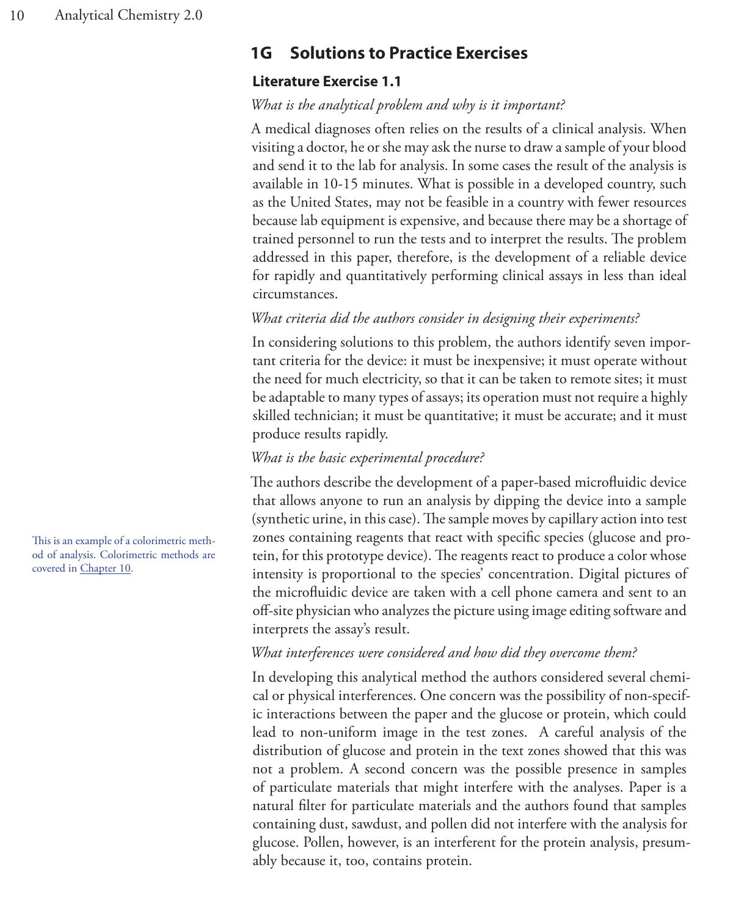## 1G Solutions to Practice Exercises

### Literature Exercise 1.1

*What is the analytical problem and why is it important?*

A medical diagnoses often relies on the results of a clinical analysis. When visiting a doctor, he or she may ask the nurse to draw a sample of your blood and send it to the lab for analysis. In some cases the result of the analysis is available in 10-15 minutes. What is possible in a developed country, such as the United States, may not be feasible in a country with fewer resources because lab equipment is expensive, and because there may be a shortage of trained personnel to run the tests and to interpret the results. The problem addressed in this paper, therefore, is the development of a reliable device for rapidly and quantitatively performing clinical assays in less than ideal circumstances.

*What criteria did the authors consider in designing their experiments?*

In considering solutions to this problem, the authors identify seven important criteria for the device: it must be inexpensive; it must operate without the need for much electricity, so that it can be taken to remote sites; it must be adaptable to many types of assays; its operation must not require a highly skilled technician; it must be quantitative; it must be accurate; and it must produce results rapidly.

*What is the basic experimental procedure?*

The authors describe the development of a paper-based microfluidic device that allows anyone to run an analysis by dipping the device into a sample (synthetic urine, in this case). The sample moves by capillary action into test zones containing reagents that react with specific species (glucose and protein, for this prototype device). The reagents react to produce a color whose intensity is proportional to the species' concentration. Digital pictures of the microfluidic device are taken with a cell phone camera and sent to an off-site physician who analyzes the picture using image editing software and interprets the assay's result.

This is an example of a colorimetric method of analysis. Colorimetric methods are covered in Chapter 10.

*What interferences were considered and how did they overcome them?*

In developing this analytical method the authors considered several chemical or physical interferences. One concern was the possibility of non-specific interactions between the paper and the glucose or protein, which could lead to non-uniform image in the test zones. A careful analysis of the distribution of glucose and protein in the text zones showed that this was not a problem. A second concern was the possible presence in samples of particulate materials that might interfere with the analyses. Paper is a natural filter for particulate materials and the authors found that samples containing dust, sawdust, and pollen did not interfere with the analysis for glucose. Pollen, however, is an interferent for the protein analysis, presumably because it, too, contains protein.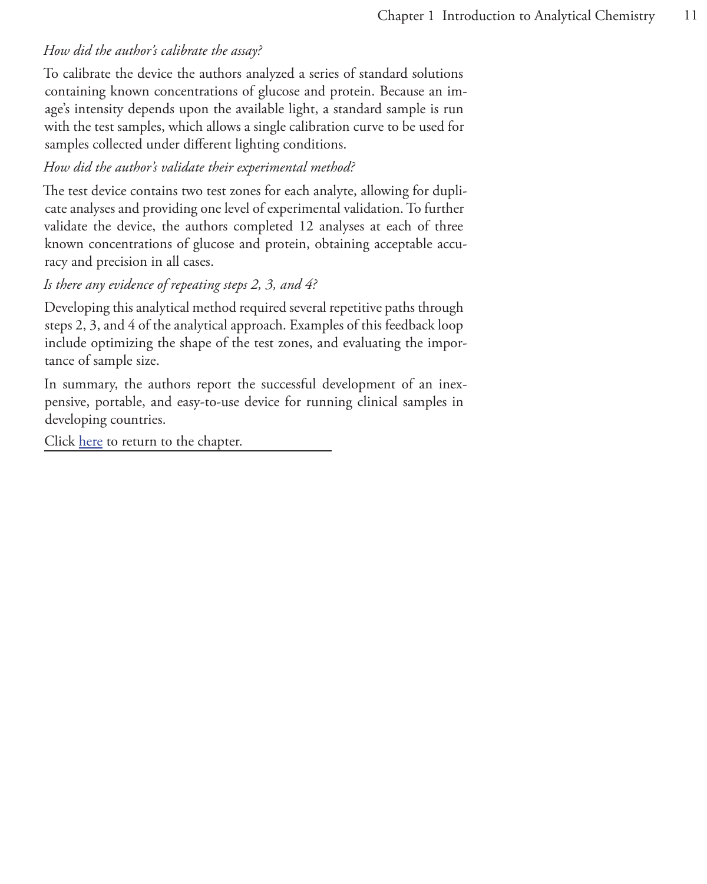*How did the author's calibrate the assay?*

To calibrate the device the authors analyzed a series of standard solutions containing known concentrations of glucose and protein. Because an image's intensity depends upon the available light, a standard sample is run with the test samples, which allows a single calibration curve to be used for samples collected under different lighting conditions.

*How did the author's validate their experimental method?*

The test device contains two test zones for each analyte, allowing for duplicate analyses and providing one level of experimental validation. To further validate the device, the authors completed 12 analyses at each of three known concentrations of glucose and protein, obtaining acceptable accuracy and precision in all cases.

*Is there any evidence of repeating steps 2, 3, and 4?*

Developing this analytical method required several repetitive paths through steps 2, 3, and 4 of the analytical approach. Examples of this feedback loop include optimizing the shape of the test zones, and evaluating the importance of sample size.

In summary, the authors report the successful development of an inexpensive, portable, and easy-to-use device for running clinical samples in developing countries.

Click here to return to the chapter.